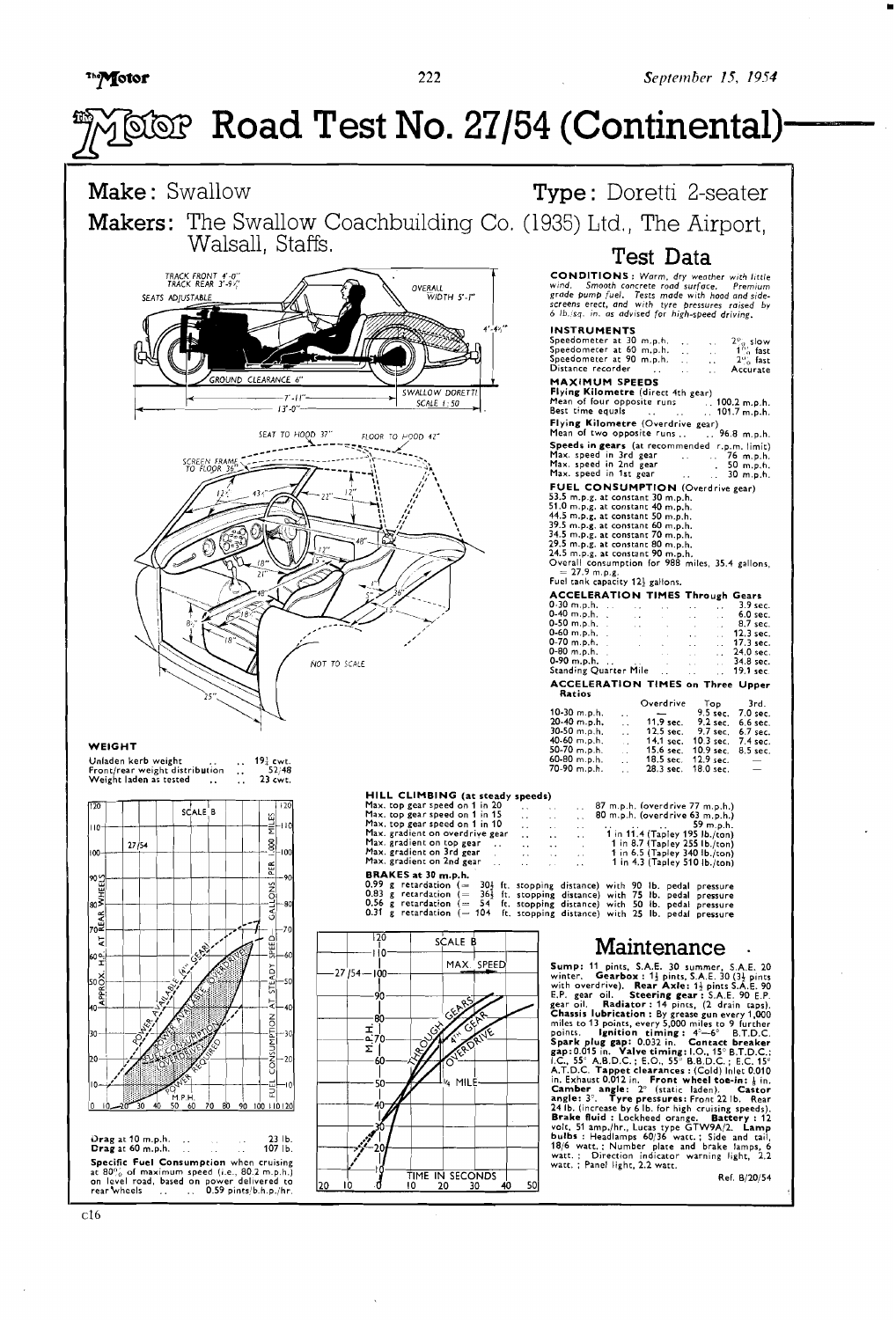# The Motor Road Test No. 27/54 (Continental)

**Make:** Swallow

**Type:** Doretti 2-seater

**Makers:** The Swallow Coachbuilding Co. (1935) Ltd., The Airport, Walsall, Staffs.

## Test Data

**CONDITIONS:** *Warm, dry weather with little wind. Smooth concrete road surface. Premium grade pump fuel. Tests made with hood and side-screens erect, and with tyre pressures raised by 6 lb./sq. in. as advised for high-speed driving.*

### INSTRUMENTS

| | |
|---|---|
| Speedometer at 30 m.p.h. | 2% slow |
| Speedometer at 60 m.p.h. | 1% fast |
| Speedometer at 90 m.p.h. | 2% fast |
| Distance recorder | Accurate |

### MAXIMUM SPEEDS

**Flying Kilometre** (direct 4th gear)

| | |
|---|---|
| Mean of four opposite runs | 100.2 m.p.h. |
| Best time equals | 101.7 m.p.h. |

**Flying Kilometre** (Overdrive gear)

| | |
|---|---|
| Mean of two opposite runs | 96.8 m.p.h. |

**Speeds in gears** (at recommended r.p.m. limit)

| | |
|---|---|
| Max. speed in 3rd gear | 76 m.p.h. |
| Max. speed in 2nd gear | 50 m.p.h. |
| Max. speed in 1st gear | 30 m.p.h. |

### FUEL CONSUMPTION (Overdrive gear)

53.5 m.p.g. at constant 30 m.p.h.
51.0 m.p.g. at constant 40 m.p.h.
44.5 m.p.g. at constant 50 m.p.h.
39.5 m.p.g. at constant 60 m.p.h.
34.5 m.p.g. at constant 70 m.p.h.
29.5 m.p.g. at constant 80 m.p.h.
24.5 m.p.g. at constant 90 m.p.h.

Overall consumption for 988 miles, 35.4 gallons, = 27.9 m.p.g.

Fuel tank capacity 12½ gallons.

### ACCELERATION TIMES Through Gears

| | |
|---|---|
| 0-30 m.p.h. | 3.9 sec. |
| 0-40 m.p.h. | 6.0 sec. |
| 0-50 m.p.h. | 8.7 sec. |
| 0-60 m.p.h. | 12.3 sec. |
| 0-70 m.p.h. | 17.3 sec. |
| 0-80 m.p.h. | 24.0 sec. |
| 0-90 m.p.h. | 34.8 sec. |
| Standing Quarter Mile | 19.1 sec. |

### ACCELERATION TIMES on Three Upper Ratios

| | Overdrive | Top | 3rd. |
|---|---|---|---|
| 10-30 m.p.h. | — | 9.5 sec. | 7.0 sec. |
| 20-40 m.p.h. | 11.9 sec. | 9.2 sec. | 6.6 sec. |
| 30-50 m.p.h. | 12.5 sec. | 9.7 sec. | 6.7 sec. |
| 40-60 m.p.h. | 14.1 sec. | 10.3 sec. | 7.4 sec. |
| 50-70 m.p.h. | 15.6 sec. | 10.9 sec. | 8.5 sec. |
| 60-80 m.p.h. | 18.5 sec. | 12.9 sec. | — |
| 70-90 m.p.h. | 28.3 sec. | 18.0 sec. | — |

### HILL CLIMBING (at steady speeds)

| | |
|---|---|
| Max. top gear speed on 1 in 20 | 87 m.p.h. (overdrive 77 m.p.h.) |
| Max. top gear speed on 1 in 15 | 80 m.p.h. (overdrive 63 m.p.h.) |
| Max. top gear speed on 1 in 10 | 59 m.p.h. |
| Max. gradient on overdrive gear | 1 in 11.4 (Tapley 195 lb./ton) |
| Max. gradient on top gear | 1 in 8.7 (Tapley 255 lb./ton) |
| Max. gradient on 3rd gear | 1 in 6.5 (Tapley 340 lb./ton) |
| Max. gradient on 2nd gear | 1 in 4.3 (Tapley 510 lb./ton) |

### BRAKES at 30 m.p.h.

0.99 g retardation (= 30½ ft. stopping distance) with 90 lb. pedal pressure
0.83 g retardation (= 36½ ft. stopping distance) with 75 lb. pedal pressure
0.56 g retardation (= 54 ft. stopping distance) with 50 lb. pedal pressure
0.31 g retardation (= 104 ft. stopping distance) with 25 lb. pedal pressure

### WEIGHT

| | |
|---|---|
| Unladen kerb weight | 19¾ cwt. |
| Front/rear weight distribution | 52/48 |
| Weight laden as tested | 23 cwt. |

| | |
|---|---|
| Drag at 10 m.p.h. | 23 lb. |
| Drag at 60 m.p.h. | 107 lb. |

**Specific Fuel Consumption** when cruising at 80% of maximum speed (i.e., 80.2 m.p.h.) on level road, based on power delivered to rear wheels .. 0.59 pints/b.h.p./hr.

## Maintenance

**Sump:** 11 pints, S.A.E. 20 winter. **Gearbox:** 1½ pints, S.A.E. 30 (3½ pints with overdrive). **Rear Axle:** 1¾ pints S.A.E. 90 E.P. gear oil. **Steering gear:** S.A.E. 90 E.P. gear oil. **Radiator:** 14 pints, (2 drain taps). **Chassis lubrication:** By grease gun every 1,000 miles to 13 points, every 5,000 miles to 9 further points. **Ignition timing:** 4°–6° B.T.D.C. **Spark plug gap:** 0.032 in. **Contact breaker gap:** 0.015 in. **Valve timing:** I.O., 15° B.T.D.C.; I.C., 55° A.B.D.C.; E.O., 55° B.B.D.C.; E.C. 15° A.T.D.C. **Tappet clearances:** (Cold) Inlet 0.010 in. Exhaust 0.012 in. **Front wheel toe-in:** ⅛ in. **Camber angle:** 2° (static laden). **Castor angle:** 3°. **Tyre pressures:** Front 22 lb. Rear 24 lb. (increase by 6 lb. for high cruising speeds). **Brake fluid:** Lockheed orange. **Battery:** 12 volt, 51 amp./hr., Lucas type GTW9A/2. **Lamp bulbs:** Headlamps 60/36 watt.; Side and tail, 18/6 watt.; Number plate and brake lamps, 6 watt.; Direction indicator warning light, 2.2 watt.; Panel light, 2.2 watt.

Ref. B/20/54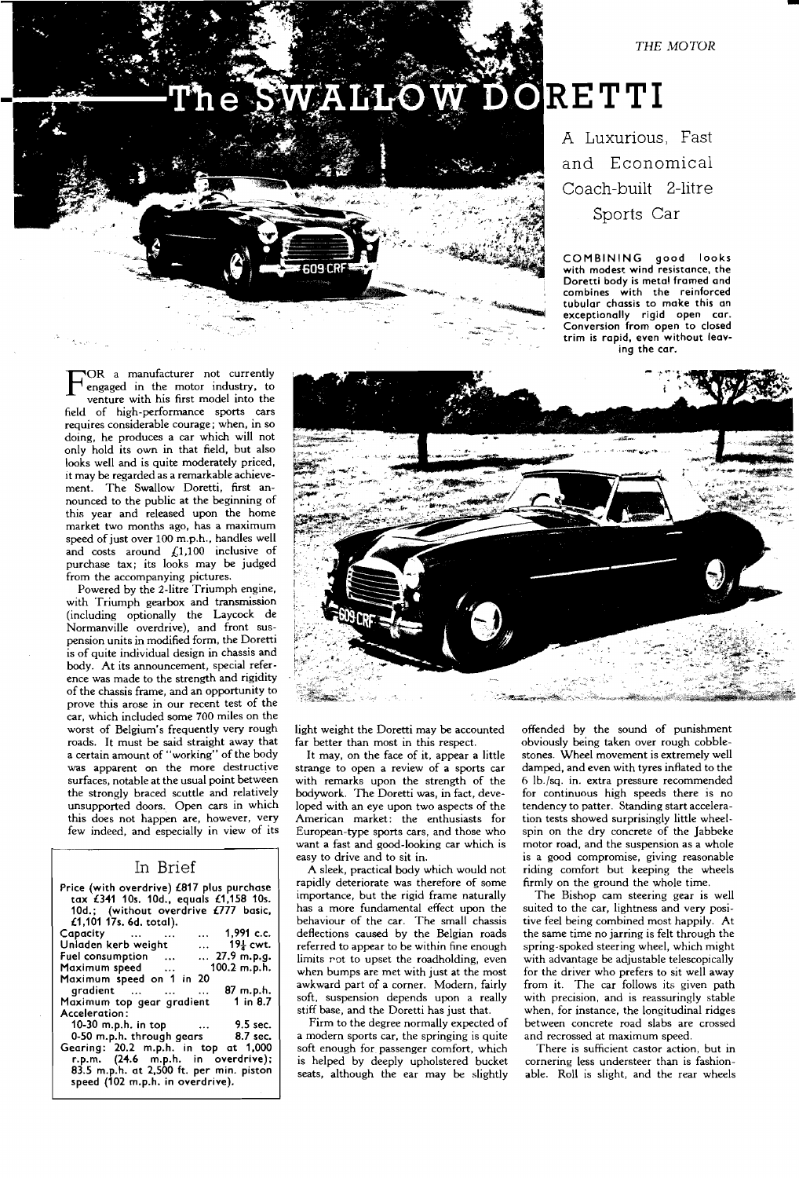# The SWALLOW DORETTI

## A Luxurious, Fast and Economical Coach-built 2-litre Sports Car

COMBINING good looks with modest wind resistance, the Doretti body is metal framed and combines with the reinforced tubular chassis to make this an exceptionally rigid open car. Conversion from open to closed trim is rapid, even without leaving the car.

FOR a manufacturer not currently engaged in the motor industry, to venture with his first model into the field of high-performance sports cars requires considerable courage; when, in so doing, he produces a car which will not only hold its own in that field, but also looks well and is quite moderately priced, it may be regarded as a remarkable achievement. The Swallow Doretti, first announced to the public at the beginning of this year and released upon the home market two months ago, has a maximum speed of just over 100 m.p.h., handles well and costs around £1,100 inclusive of purchase tax; its looks may be judged from the accompanying pictures.

Powered by the 2-litre Triumph engine, with Triumph gearbox and transmission (including optionally the Laycock de Normanville overdrive), and front suspension units in modified form, the Doretti is of quite individual design in chassis and body. At its announcement, special reference was made to the strength and rigidity of the chassis frame, and an opportunity to prove this arose in our recent test of the car, which included some 700 miles on the worst of Belgium's frequently very rough roads. It must be said straight away that a certain amount of "working" of the body was apparent on the more destructive surfaces, notable at the usual point between the strongly braced scuttle and relatively unsupported doors. Open cars in which this does not happen are, however, very few indeed, and especially in view of its light weight the Doretti may be accounted far better than most in this respect.

### In Brief

Price (with overdrive) £817 plus purchase tax £341 10s. 10d., equals £1,158 10s. 10d.; (without overdrive £777 basic, £1,101 17s. 6d. total).

| | |
|---|---|
| Capacity | 1,991 c.c. |
| Unladen kerb weight | 19¼ cwt. |
| Fuel consumption | 27.9 m.p.g. |
| Maximum speed | 100.2 m.p.h. |
| Maximum speed on 1 in 20 gradient | 87 m.p.h. |
| Maximum top gear gradient | 1 in 8.7 |
| Acceleration: | |
| 10-30 m.p.h. in top | 9.5 sec. |
| 0-50 m.p.h. through gears | 8.7 sec. |

Gearing: 20.2 m.p.h. in top at 1,000 r.p.m. (24.6 m.p.h. in overdrive); 83.5 m.p.h. at 2,500 ft. per min. piston speed (102 m.p.h. in overdrive).

It may, on the face of it, appear a little strange to open a review of a sports car with remarks upon the strength of the bodywork. The Doretti was, in fact, developed with an eye upon two aspects of the American market: the enthusiasts for European-type sports cars, and those who want a fast and good-looking car which is easy to drive and to sit in.

A sleek, practical body which would not rapidly deteriorate was therefore of some importance, but the rigid frame naturally has a more fundamental effect upon the behaviour of the car. The small chassis deflections caused by the Belgian roads referred to appear to be within fine enough limits not to upset the roadholding, even when bumps are met with just at the most awkward part of a corner. Modern, fairly soft, suspension depends upon a really stiff base, and the Doretti has just that.

Firm to the degree normally expected of a modern sports car, the springing is quite soft enough for passenger comfort, which is helped by deeply upholstered bucket seats, although the ear may be slightly offended by the sound of punishment obviously being taken over rough cobblestones. Wheel movement is extremely well damped, and even with tyres inflated to the 6 lb./sq. in. extra pressure recommended for continuous high speeds there is no tendency to patter. Standing start acceleration tests showed surprisingly little wheelspin on the dry concrete of the Jabbeke motor road, and the suspension as a whole is a good compromise, giving reasonable riding comfort but keeping the wheels firmly on the ground the whole time.

The Bishop cam steering gear is well suited to the car, lightness and very positive feel being combined most happily. At the same time no jarring is felt through the spring-spoked steering wheel, which might with advantage be adjustable telescopically for the driver who prefers to sit well away from it. The car follows its given path with precision, and is reassuringly stable when, for instance, the longitudinal ridges between concrete road slabs are crossed and recrossed at maximum speed.

There is sufficient castor action, but in cornering less understeer than is fashionable. Roll is slight, and the rear wheels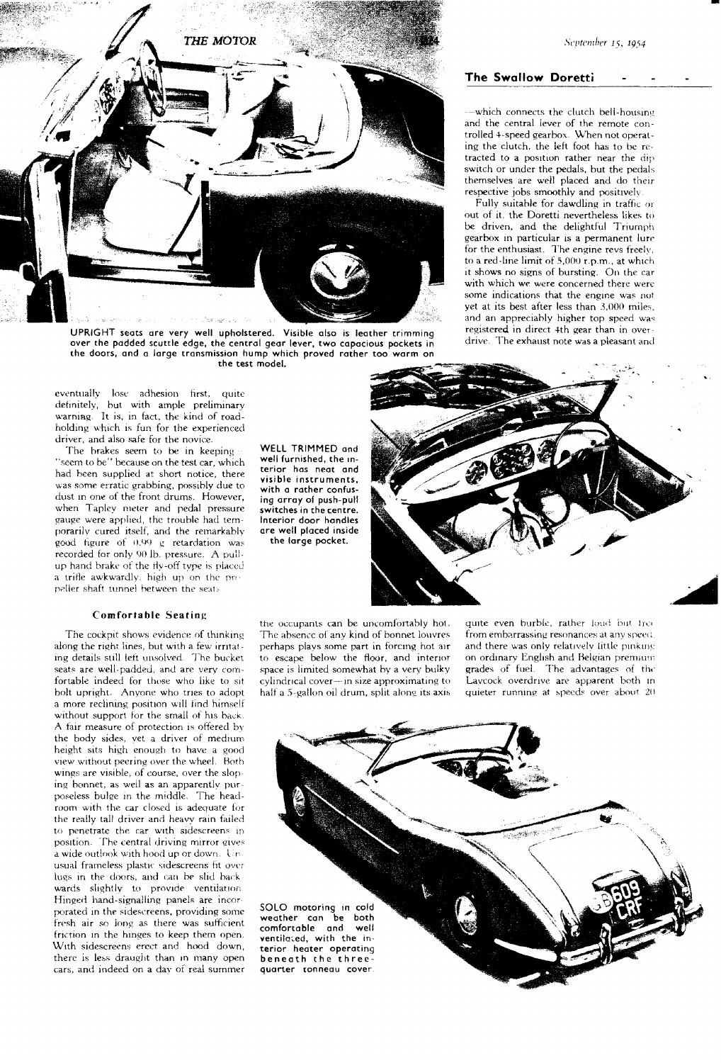## The Swallow Doretti - - -

—which connects the clutch bell-housing and the central lever of the remote controlled 4-speed gearbox. When not operating the clutch, the left foot has to be retracted to a position rather near the dip switch or under the pedals, but the pedals themselves are well placed and do their respective jobs smoothly and positively.

Fully suitable for dawdling in traffic or out of it, the Doretti nevertheless likes to be driven, and the delightful Triumph gearbox in particular is a permanent lure for the enthusiast. The engine revs freely, to a red-line limit of 5,000 r.p.m., at which it shows no signs of bursting. On the car with which we were concerned there were some indications that the engine was not yet at its best after less than 3,000 miles, and an appreciably higher top speed was registered in direct 4th gear than in overdrive. The exhaust note was a pleasant and quite even burble, rather loud but free from embarrassing resonances at any speed, and there was only relatively little pinking on ordinary English and Belgian premium grades of fuel. The advantages of the Laycock overdrive are apparent both in quieter running at speeds over about 20

UPRIGHT seats are very well upholstered. Visible also is leather trimming over the padded scuttle edge, the central gear lever, two capacious pockets in the doors, and a large transmission hump which proved rather too warm on the test model.

eventually lose adhesion first, quite definitely, but with ample preliminary warning. It is, in fact, the kind of roadholding which is fun for the experienced driver, and also safe for the novice.

The brakes seem to be in keeping—"seem to be" because on the test car, which had been supplied at short notice, there was some erratic grabbing, possibly due to dust in one of the front drums. However, when Tapley meter and pedal pressure gauge were applied, the trouble had temporarily cured itself, and the remarkably good figure of 0.99 g retardation was recorded for only 90 lb. pressure. A pull-up hand brake of the fly-off type is placed a trifle awkwardly, high up on the propeller shaft tunnel between the seats.

WELL TRIMMED and well furnished, the interior has neat and visible instruments, with a rather confusing array of push-pull switches in the centre. Interior door handles are well placed inside the large pocket.

### Comfortable Seating

The cockpit shows evidence of thinking along the right lines, but with a few irritating details still left unsolved. The bucket seats are well-padded, and are very comfortable indeed for those who like to sit bolt upright. Anyone who tries to adopt a more reclining position will find himself without support for the small of his back. A fair measure of protection is offered by the body sides, yet a driver of medium height sits high enough to have a good view without peering over the wheel. Both wings are visible, of course, over the sloping bonnet, as well as an apparently purposeless bulge in the middle. The headroom with the car closed is adequate for the really tall driver and heavy rain failed to penetrate the car with sidescreens in position. The central driving mirror gives a wide outlook with hood up or down. Unusual frameless plastic sidescreens fit over lugs in the doors, and can be slid backwards slightly to provide ventilation. Hinged hand-signalling panels are incorporated in the sidescreens, providing some fresh air so long as there was sufficient friction in the hinges to keep them open. With sidescreens erect and hood down, there is less draught than in many open cars, and indeed on a day of real summer the occupants can be uncomfortably hot. The absence of any kind of bonnet louvres perhaps plays some part in forcing hot air to escape below the floor, and interior space is limited somewhat by a very bulky cylindrical cover—in size approximating to half a 5-gallon oil drum, split along its axis

SOLO motoring in cold weather can be both comfortable and well ventilated, with the interior heater operating beneath the three-quarter tonneau cover.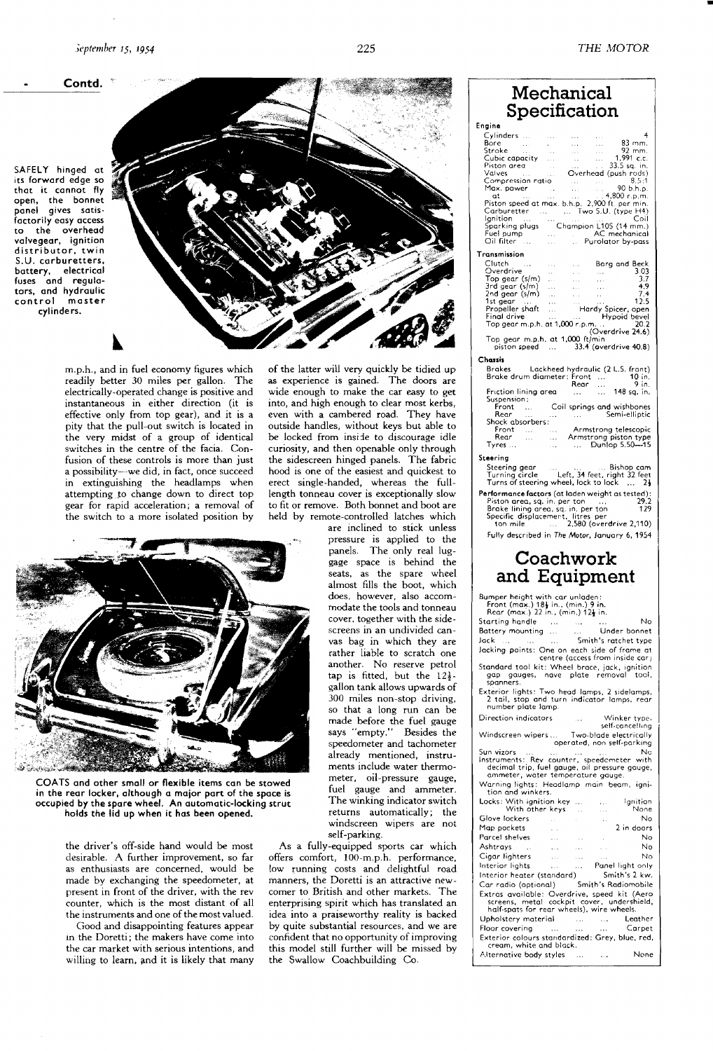**Contd.**

SAFELY hinged at its forward edge so that it cannot fly open, the bonnet panel gives satisfactorily easy access to the overhead valvegear, ignition distributor, twin S.U. carburetters, battery, electrical fuses and regulators, and hydraulic control master cylinders.

m.p.h., and in fuel economy figures which readily better 30 miles per gallon. The electrically-operated change is positive and instantaneous in either direction (it is effective only from top gear), and it is a pity that the pull-out switch is located in the very midst of a group of identical switches in the centre of the facia. Confusion of these controls is more than just a possibility—we did, in fact, once succeed in extinguishing the headlamps when attempting to change down to direct top gear for rapid acceleration; a removal of the switch to a more isolated position by the driver's off-side hand would be most desirable. A further improvement, so far as enthusiasts are concerned, would be made by exchanging the speedometer, at present in front of the driver, with the rev counter, which is the most distant of all the instruments and one of the most valued.

Good and disappointing features appear in the Doretti; the makers have come into the car market with serious intentions, and willing to learn, and it is likely that many of the latter will very quickly be tidied up as experience is gained. The doors are wide enough to make the car easy to get into, and high enough to clear most kerbs, even with a cambered road. They have outside handles, without keys but able to be locked from inside to discourage idle curiosity, and then openable only through the sidescreen hinged panels. The fabric hood is one of the easiest and quickest to erect single-handed, whereas the full-length tonneau cover is exceptionally slow to fit or remove. Both bonnet and boot are held by remote-controlled latches which are inclined to stick unless pressure is applied to the panels. The only real luggage space is behind the seats, as the spare wheel almost fills the boot, which does, however, also accommodate the tools and tonneau cover, together with the sidescreens in an undivided canvas bag in which they are rather liable to scratch one another. No reserve petrol tap is fitted, but the 12½-gallon tank allows upwards of 300 miles non-stop driving, so that a long run can be made before the fuel gauge says "empty." Besides the speedometer and tachometer already mentioned, instruments include water thermometer, oil-pressure gauge, fuel gauge and ammeter. The winking indicator switch returns automatically; the windscreen wipers are not self-parking.

COATS and other small or flexible items can be stowed in the rear locker, although a major part of the space is occupied by the spare wheel. An automatic-locking strut holds the lid up when it has been opened.

As a fully-equipped sports car which offers comfort, 100-m.p.h. performance, low running costs and delightful road manners, the Doretti is an attractive newcomer to British and other markets. The enterprising spirit which has translated an idea into a praiseworthy reality is backed by quite substantial resources, and we are confident that no opportunity of improving this model still further will be missed by the Swallow Coachbuilding Co.

# Mechanical Specification

**Engine**

| | |
|---|---|
| Cylinders | 4 |
| Bore | 83 mm. |
| Stroke | 92 mm. |
| Cubic capacity | 1,991 c.c. |
| Piston area | 33.5 sq. in. |
| Valves | Overhead (push rods) |
| Compression ratio | 8.5:1 |
| Max. power | 90 b.h.p. |
| at | 4,800 r.p.m. |
| Piston speed at max. b.h.p. | 2,900 ft. per min. |
| Carburetter | Two S.U. (type H4) |
| Ignition | Coil |
| Sparking plugs | Champion L10S (14 mm.) |
| Fuel pump | AC mechanical |
| Oil filter | Purolator by-pass |

**Transmission**

| | |
|---|---|
| Clutch | Borg and Beck |
| Overdrive | 3.03 |
| Top gear (s/m) | 3.7 |
| 3rd gear (s/m) | 4.9 |
| 2nd gear (s/m) | 7.4 |
| 1st gear | 12.5 |
| Propeller shaft | Hardy Spicer, open |
| Final drive | Hypoid bevel |
| Top gear m.p.h. at 1,000 r.p.m. | 20.2 (Overdrive 24.6) |
| Top gear m.p.h. at 1,000 ft/min piston speed | 33.4 (overdrive 40.8) |

**Chassis**

| | |
|---|---|
| Brakes | Lockheed hydraulic (2 L.S. front) |
| Brake drum diameter: Front | 10 in. |
| Rear | 9 in. |
| Friction lining area | 148 sq. in. |
| Suspension: Front | Coil springs and wishbones |
| Rear | Semi-elliptic |
| Shock absorbers: Front | Armstrong telescopic |
| Rear | Armstrong piston type |
| Tyres | Dunlop 5.50—15 |

**Steering**

| | |
|---|---|
| Steering gear | Bishop cam |
| Turning circle | Left, 34 feet, right 32 feet |
| Turns of steering wheel, lock to lock | 2½ |

**Performance factors** (at laden weight as tested):

| | |
|---|---|
| Piston area, sq. in. per ton | 29.2 |
| Brake lining area, sq. in. per ton | 129 |
| Specific displacement, litres per ton mile | 2,580 (overdrive 2,110) |

Fully described in *The Motor*, January 6, 1954

# Coachwork and Equipment

| | |
|---|---|
| Bumper height with car unladen: | Front (max.) 18½ in., (min.) 9 in. Rear (max.) 22 in., (min.) 12½ in. |
| Starting handle | No |
| Battery mounting | Under bonnet |
| Jack | Smith's ratchet type |
| Jacking points | One on each side of frame at centre (access from inside car) |
| Standard tool kit | Wheel brace, jack, ignition gap gauges, nave plate removal tool, spanners. |
| Exterior lights | Two head lamps, 2 sidelamps, 2 tail, stop and turn indicator lamps, rear number plate lamp. |
| Direction indicators | Winker type, self-cancelling |
| Windscreen wipers | Two-blade electrically operated, non self-parking |
| Sun vizors | No |
| Instruments | Rev counter, speedometer with decimal trip, fuel gauge, oil pressure gauge, ammeter, water temperature gauge. |
| Warning lights | Headlamp main beam, ignition and winkers. |
| Locks: With ignition key | Ignition |
| With other keys | None |
| Glove lockers | No |
| Map pockets | 2 in doors |
| Parcel shelves | No |
| Ashtrays | No |
| Cigar lighters | No |
| Interior lights | Panel light only |
| Interior heater (standard) | Smith's 2 kw. |
| Car radio (optional) | Smith's Radiomobile |
| Extras available | Overdrive, speed kit (Aero screens, metal cockpit cover, undershield, half-spats for rear wheels), wire wheels. |
| Upholstery material | Leather |
| Floor covering | Carpet |
| Exterior colours standardized | Grey, blue, red, cream, white and black. |
| Alternative body styles | None |